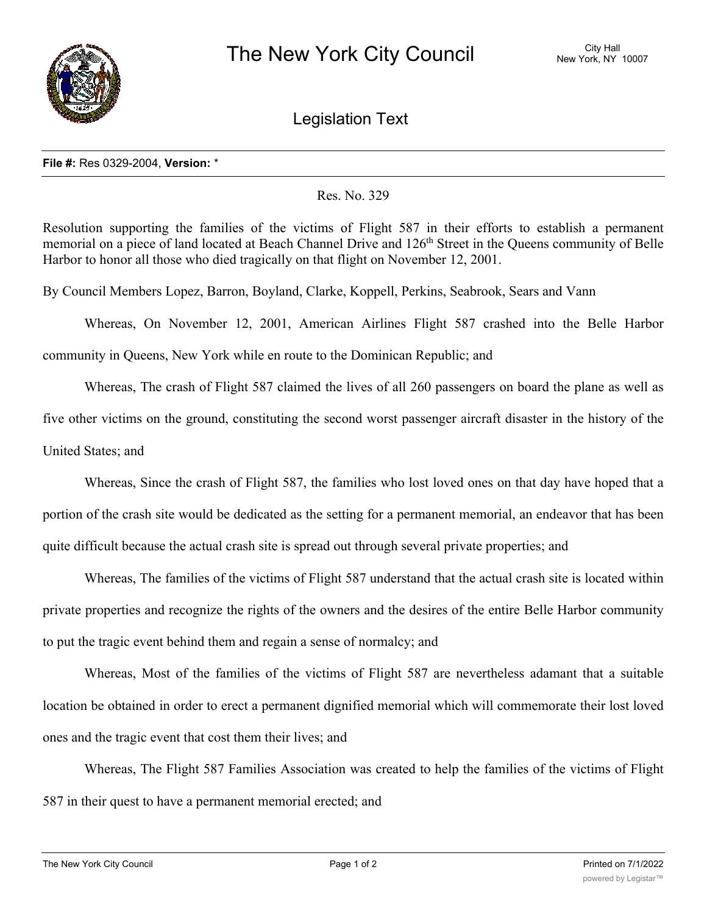# The New York City Council

City Hall
New York, NY 10007

## Legislation Text

**File #:** Res 0329-2004, **Version:** *

Res. No. 329

Resolution supporting the families of the victims of Flight 587 in their efforts to establish a permanent memorial on a piece of land located at Beach Channel Drive and 126th Street in the Queens community of Belle Harbor to honor all those who died tragically on that flight on November 12, 2001.

By Council Members Lopez, Barron, Boyland, Clarke, Koppell, Perkins, Seabrook, Sears and Vann

Whereas, On November 12, 2001, American Airlines Flight 587 crashed into the Belle Harbor community in Queens, New York while en route to the Dominican Republic; and

Whereas, The crash of Flight 587 claimed the lives of all 260 passengers on board the plane as well as five other victims on the ground, constituting the second worst passenger aircraft disaster in the history of the United States; and

Whereas, Since the crash of Flight 587, the families who lost loved ones on that day have hoped that a portion of the crash site would be dedicated as the setting for a permanent memorial, an endeavor that has been quite difficult because the actual crash site is spread out through several private properties; and

Whereas, The families of the victims of Flight 587 understand that the actual crash site is located within private properties and recognize the rights of the owners and the desires of the entire Belle Harbor community to put the tragic event behind them and regain a sense of normalcy; and

Whereas, Most of the families of the victims of Flight 587 are nevertheless adamant that a suitable location be obtained in order to erect a permanent dignified memorial which will commemorate their lost loved ones and the tragic event that cost them their lives; and

Whereas, The Flight 587 Families Association was created to help the families of the victims of Flight 587 in their quest to have a permanent memorial erected; and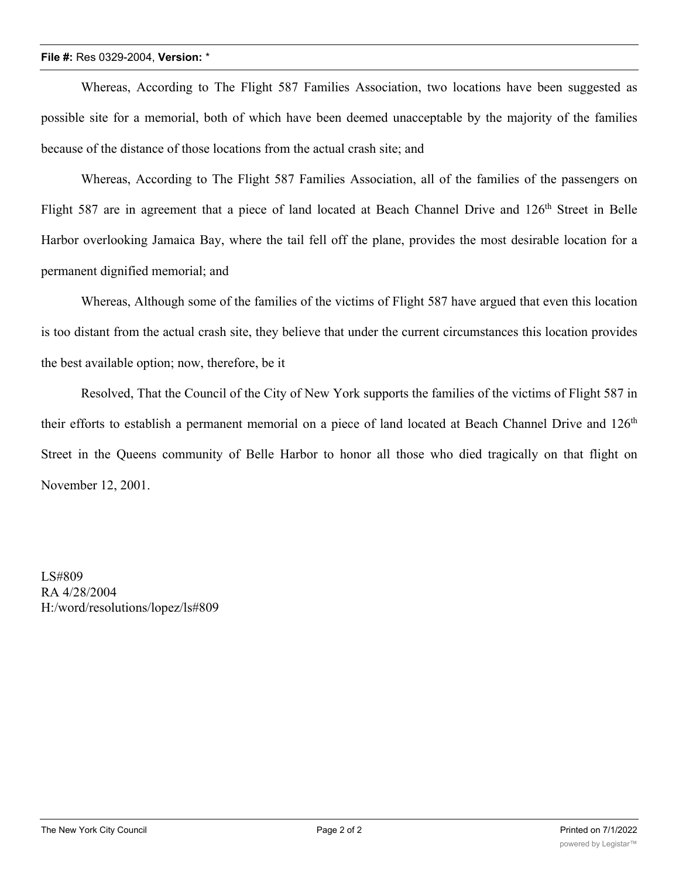Whereas, According to The Flight 587 Families Association, two locations have been suggested as possible site for a memorial, both of which have been deemed unacceptable by the majority of the families because of the distance of those locations from the actual crash site; and

Whereas, According to The Flight 587 Families Association, all of the families of the passengers on Flight 587 are in agreement that a piece of land located at Beach Channel Drive and 126th Street in Belle Harbor overlooking Jamaica Bay, where the tail fell off the plane, provides the most desirable location for a permanent dignified memorial; and

Whereas, Although some of the families of the victims of Flight 587 have argued that even this location is too distant from the actual crash site, they believe that under the current circumstances this location provides the best available option; now, therefore, be it

Resolved, That the Council of the City of New York supports the families of the victims of Flight 587 in their efforts to establish a permanent memorial on a piece of land located at Beach Channel Drive and 126th Street in the Queens community of Belle Harbor to honor all those who died tragically on that flight on November 12, 2001.

LS#809
RA 4/28/2004
H:/word/resolutions/lopez/ls#809